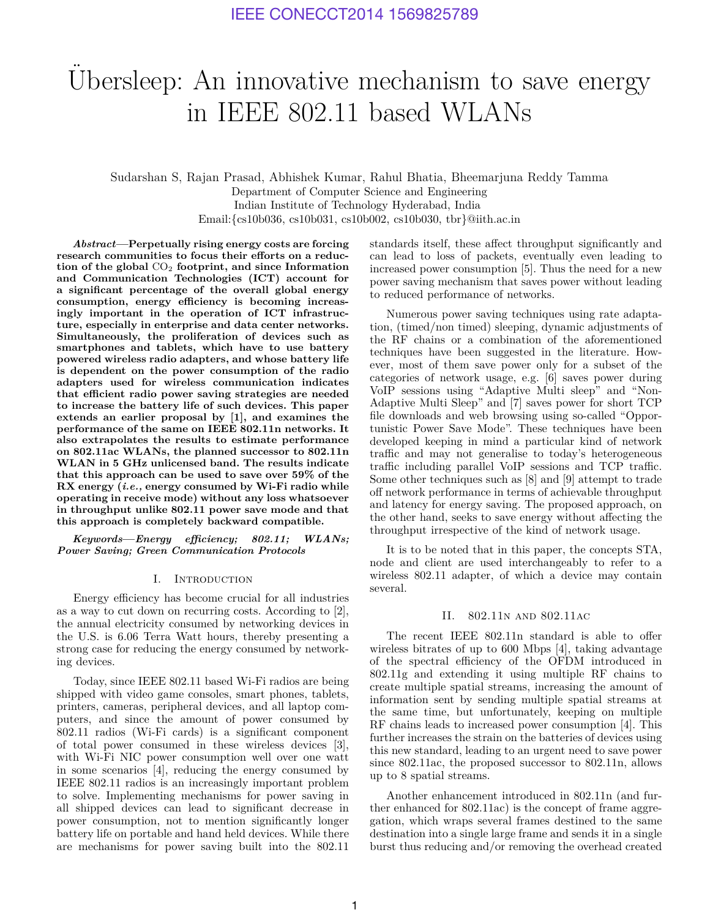# Übersleep: An innovative mechanism to save energy in IEEE 802.11 based WLANs

Sudarshan S, Rajan Prasad, Abhishek Kumar, Rahul Bhatia, Bheemarjuna Reddy Tamma
Department of Computer Science and Engineering
Indian Institute of Technology Hyderabad, India
Email:{cs10b036, cs10b031, cs10b002, cs10b030, tbr}@iith.ac.in

***Abstract*—Perpetually rising energy costs are forcing research communities to focus their efforts on a reduction of the global $CO_2$ footprint, and since Information and Communication Technologies (ICT) account for a significant percentage of the overall global energy consumption, energy efficiency is becoming increasingly important in the operation of ICT infrastructure, especially in enterprise and data center networks. Simultaneously, the proliferation of devices such as smartphones and tablets, which have to use battery powered wireless radio adapters, and whose battery life is dependent on the power consumption of the radio adapters used for wireless communication indicates that efficient radio power saving strategies are needed to increase the battery life of such devices. This paper extends an earlier proposal by [1], and examines the performance of the same on IEEE 802.11n networks. It also extrapolates the results to estimate performance on 802.11ac WLANs, the planned successor to 802.11n WLAN in 5 GHz unlicensed band. The results indicate that this approach can be used to save over 59% of the RX energy (*i.e.,* energy consumed by Wi-Fi radio while operating in receive mode) without any loss whatsoever in throughput unlike 802.11 power save mode and that this approach is completely backward compatible.**

***Keywords*—*Energy efficiency; 802.11; WLANs; Power Saving; Green Communication Protocols***

## I. Introduction

Energy efficiency has become crucial for all industries as a way to cut down on recurring costs. According to [2], the annual electricity consumed by networking devices in the U.S. is 6.06 Terra Watt hours, thereby presenting a strong case for reducing the energy consumed by networking devices.

Today, since IEEE 802.11 based Wi-Fi radios are being shipped with video game consoles, smart phones, tablets, printers, cameras, peripheral devices, and all laptop computers, and since the amount of power consumed by 802.11 radios (Wi-Fi cards) is a significant component of total power consumed in these wireless devices [3], with Wi-Fi NIC power consumption well over one watt in some scenarios [4], reducing the energy consumed by IEEE 802.11 radios is an increasingly important problem to solve. Implementing mechanisms for power saving in all shipped devices can lead to significant decrease in power consumption, not to mention significantly longer battery life on portable and hand held devices. While there are mechanisms for power saving built into the 802.11 standards itself, these affect throughput significantly and can lead to loss of packets, eventually even leading to increased power consumption [5]. Thus the need for a new power saving mechanism that saves power without leading to reduced performance of networks.

Numerous power saving techniques using rate adaptation, (timed/non timed) sleeping, dynamic adjustments of the RF chains or a combination of the aforementioned techniques have been suggested in the literature. However, most of them save power only for a subset of the categories of network usage, e.g. [6] saves power during VoIP sessions using "Adaptive Multi sleep" and "Non-Adaptive Multi Sleep" and [7] saves power for short TCP file downloads and web browsing using so-called "Opportunistic Power Save Mode". These techniques have been developed keeping in mind a particular kind of network traffic and may not generalise to today's heterogeneous traffic including parallel VoIP sessions and TCP traffic. Some other techniques such as [8] and [9] attempt to trade off network performance in terms of achievable throughput and latency for energy saving. The proposed approach, on the other hand, seeks to save energy without affecting the throughput irrespective of the kind of network usage.

It is to be noted that in this paper, the concepts STA, node and client are used interchangeably to refer to a wireless 802.11 adapter, of which a device may contain several.

## II. 802.11n and 802.11ac

The recent IEEE 802.11n standard is able to offer wireless bitrates of up to 600 Mbps [4], taking advantage of the spectral efficiency of the OFDM introduced in 802.11g and extending it using multiple RF chains to create multiple spatial streams, increasing the amount of information sent by sending multiple spatial streams at the same time, but unfortunately, keeping on multiple RF chains leads to increased power consumption [4]. This further increases the strain on the batteries of devices using this new standard, leading to an urgent need to save power since 802.11ac, the proposed successor to 802.11n, allows up to 8 spatial streams.

Another enhancement introduced in 802.11n (and further enhanced for 802.11ac) is the concept of frame aggregation, which wraps several frames destined to the same destination into a single large frame and sends it in a single burst thus reducing and/or removing the overhead created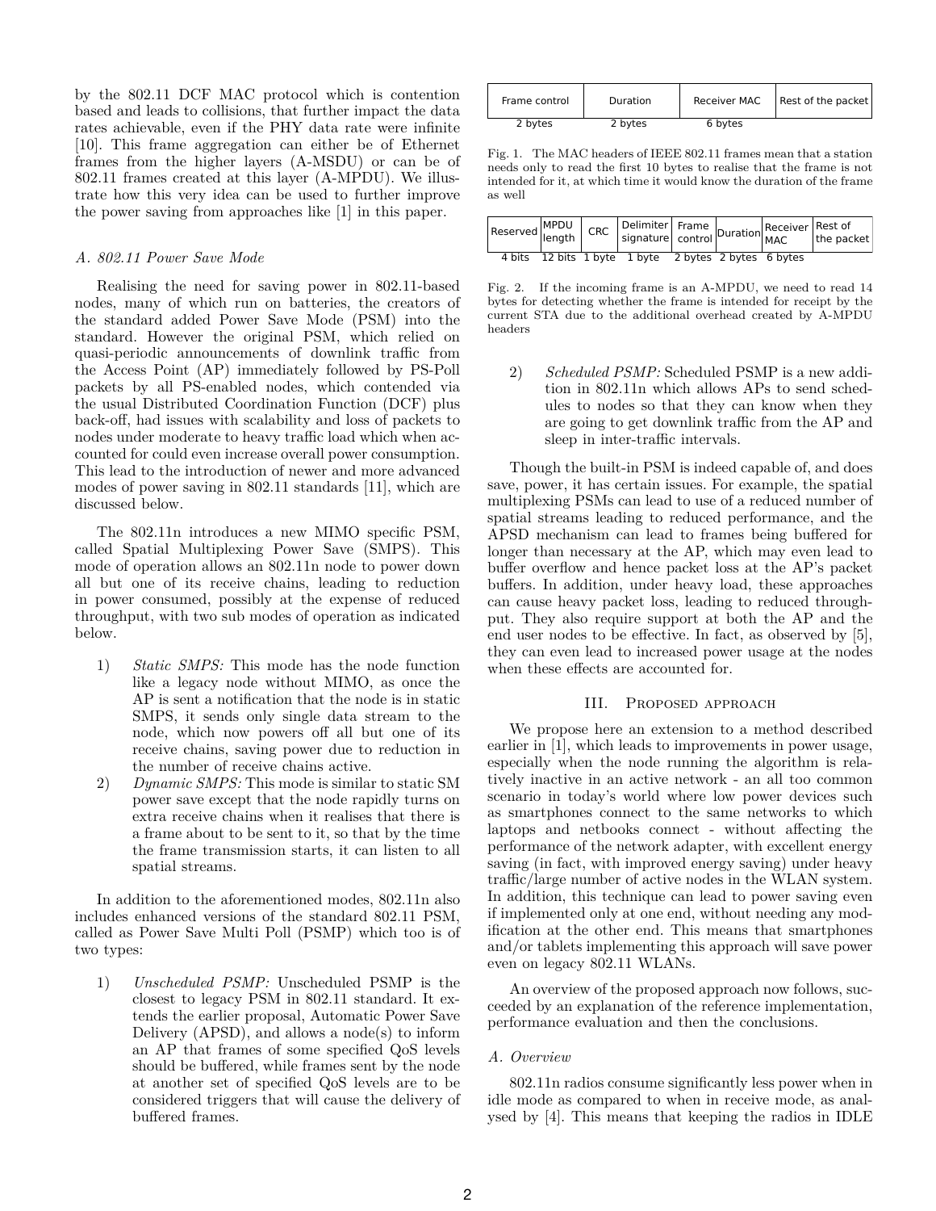by the 802.11 DCF MAC protocol which is contention based and leads to collisions, that further impact the data rates achievable, even if the PHY data rate were infinite [10]. This frame aggregation can either be of Ethernet frames from the higher layers (A-MSDU) or can be of 802.11 frames created at this layer (A-MPDU). We illustrate how this very idea can be used to further improve the power saving from approaches like [1] in this paper.

### A. 802.11 Power Save Mode

Realising the need for saving power in 802.11-based nodes, many of which run on batteries, the creators of the standard added Power Save Mode (PSM) into the standard. However the original PSM, which relied on quasi-periodic announcements of downlink traffic from the Access Point (AP) immediately followed by PS-Poll packets by all PS-enabled nodes, which contended via the usual Distributed Coordination Function (DCF) plus back-off, had issues with scalability and loss of packets to nodes under moderate to heavy traffic load which when accounted for could even increase overall power consumption. This lead to the introduction of newer and more advanced modes of power saving in 802.11 standards [11], which are discussed below.

The 802.11n introduces a new MIMO specific PSM, called Spatial Multiplexing Power Save (SMPS). This mode of operation allows an 802.11n node to power down all but one of its receive chains, leading to reduction in power consumed, possibly at the expense of reduced throughput, with two sub modes of operation as indicated below.

1) *Static SMPS:* This mode has the node function like a legacy node without MIMO, as once the AP is sent a notification that the node is in static SMPS, it sends only single data stream to the node, which now powers off all but one of its receive chains, saving power due to reduction in the number of receive chains active.
2) *Dynamic SMPS:* This mode is similar to static SM power save except that the node rapidly turns on extra receive chains when it realises that there is a frame about to be sent to it, so that by the time the frame transmission starts, it can listen to all spatial streams.

In addition to the aforementioned modes, 802.11n also includes enhanced versions of the standard 802.11 PSM, called as Power Save Multi Poll (PSMP) which too is of two types:

1) *Unscheduled PSMP:* Unscheduled PSMP is the closest to legacy PSM in 802.11 standard. It extends the earlier proposal, Automatic Power Save Delivery (APSD), and allows a node(s) to inform an AP that frames of some specified QoS levels should be buffered, while frames sent by the node at another set of specified QoS levels are to be considered triggers that will cause the delivery of buffered frames.

| Frame control | Duration | Receiver MAC | Rest of the packet |
|---|---|---|---|
| 2 bytes | 2 bytes | 6 bytes | |

Fig. 1. The MAC headers of IEEE 802.11 frames mean that a station needs only to read the first 10 bytes to realise that the frame is not intended for it, at which time it would know the duration of the frame as well

| Reserved | MPDU length | CRC | Delimiter signature | Frame control | Duration | Receiver MAC | Rest of the packet |
|---|---|---|---|---|---|---|---|
| 4 bits | 12 bits | 1 byte | 1 byte | 2 bytes | 2 bytes | 6 bytes | |

Fig. 2. If the incoming frame is an A-MPDU, we need to read 14 bytes for detecting whether the frame is intended for receipt by the current STA due to the additional overhead created by A-MPDU headers

2) *Scheduled PSMP:* Scheduled PSMP is a new addition in 802.11n which allows APs to send schedules to nodes so that they can know when they are going to get downlink traffic from the AP and sleep in inter-traffic intervals.

Though the built-in PSM is indeed capable of, and does save, power, it has certain issues. For example, the spatial multiplexing PSMs can lead to use of a reduced number of spatial streams leading to reduced performance, and the APSD mechanism can lead to frames being buffered for longer than necessary at the AP, which may even lead to buffer overflow and hence packet loss at the AP's packet buffers. In addition, under heavy load, these approaches can cause heavy packet loss, leading to reduced throughput. They also require support at both the AP and the end user nodes to be effective. In fact, as observed by [5], they can even lead to increased power usage at the nodes when these effects are accounted for.

## III. Proposed approach

We propose here an extension to a method described earlier in [1], which leads to improvements in power usage, especially when the node running the algorithm is relatively inactive in an active network - an all too common scenario in today's world where low power devices such as smartphones connect to the same networks to which laptops and netbooks connect - without affecting the performance of the network adapter, with excellent energy saving (in fact, with improved energy saving) under heavy traffic/large number of active nodes in the WLAN system. In addition, this technique can lead to power saving even if implemented only at one end, without needing any modification at the other end. This means that smartphones and/or tablets implementing this approach will save power even on legacy 802.11 WLANs.

An overview of the proposed approach now follows, succeeded by an explanation of the reference implementation, performance evaluation and then the conclusions.

### A. Overview

802.11n radios consume significantly less power when in idle mode as compared to when in receive mode, as analysed by [4]. This means that keeping the radios in IDLE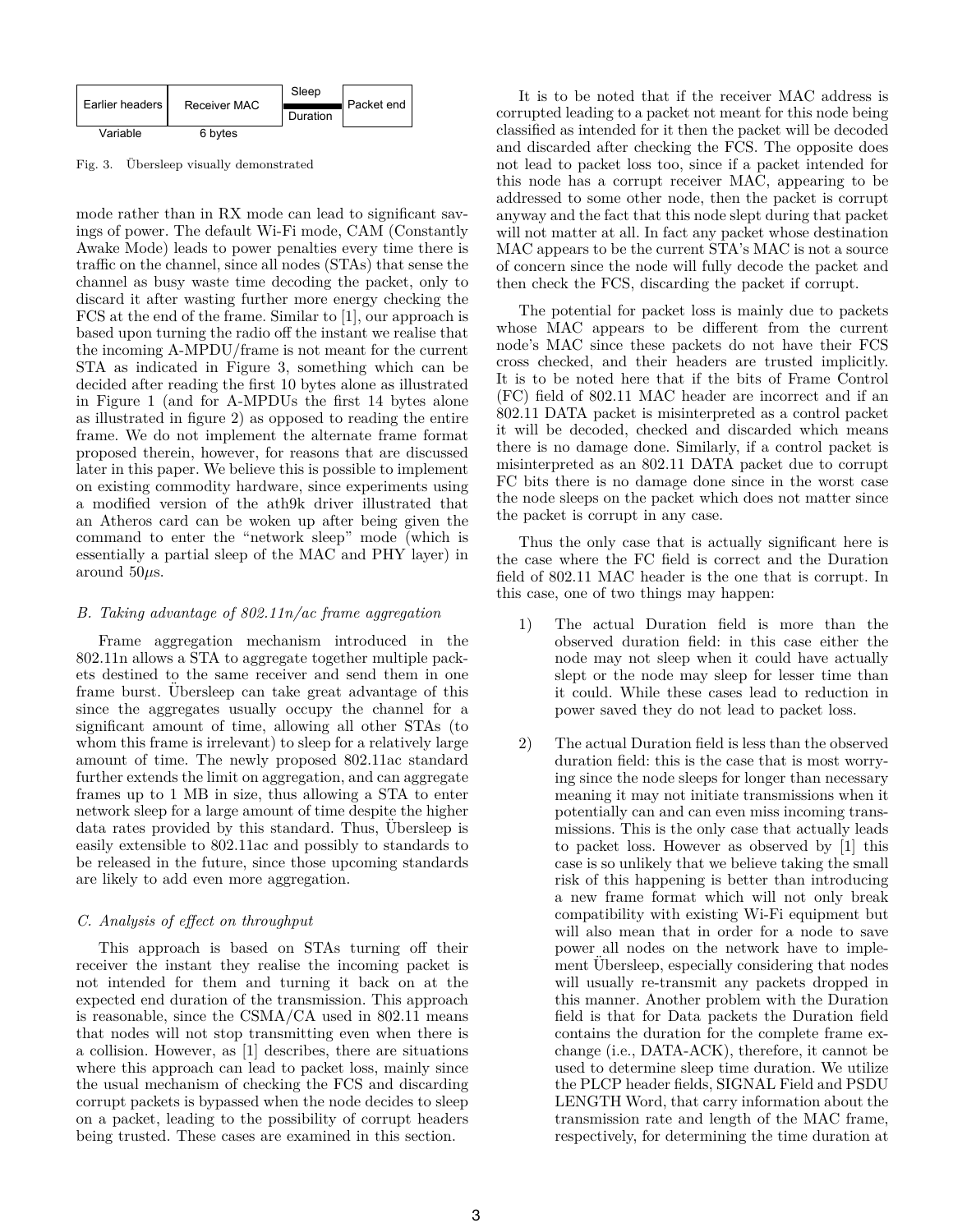Fig. 3. Übersleep visually demonstrated

mode rather than in RX mode can lead to significant savings of power. The default Wi-Fi mode, CAM (Constantly Awake Mode) leads to power penalties every time there is traffic on the channel, since all nodes (STAs) that sense the channel as busy waste time decoding the packet, only to discard it after wasting further more energy checking the FCS at the end of the frame. Similar to [1], our approach is based upon turning the radio off the instant we realise that the incoming A-MPDU/frame is not meant for the current STA as indicated in Figure 3, something which can be decided after reading the first 10 bytes alone as illustrated in Figure 1 (and for A-MPDUs the first 14 bytes alone as illustrated in figure 2) as opposed to reading the entire frame. We do not implement the alternate frame format proposed therein, however, for reasons that are discussed later in this paper. We believe this is possible to implement on existing commodity hardware, since experiments using a modified version of the ath9k driver illustrated that an Atheros card can be woken up after being given the command to enter the "network sleep" mode (which is essentially a partial sleep of the MAC and PHY layer) in around $50\mu$s.

### B. Taking advantage of 802.11n/ac frame aggregation

Frame aggregation mechanism introduced in the 802.11n allows a STA to aggregate together multiple packets destined to the same receiver and send them in one frame burst. Übersleep can take great advantage of this since the aggregates usually occupy the channel for a significant amount of time, allowing all other STAs (to whom this frame is irrelevant) to sleep for a relatively large amount of time. The newly proposed 802.11ac standard further extends the limit on aggregation, and can aggregate frames up to 1 MB in size, thus allowing a STA to enter network sleep for a large amount of time despite the higher data rates provided by this standard. Thus, Übersleep is easily extensible to 802.11ac and possibly to standards to be released in the future, since those upcoming standards are likely to add even more aggregation.

### C. Analysis of effect on throughput

This approach is based on STAs turning off their receiver the instant they realise the incoming packet is not intended for them and turning it back on at the expected end duration of the transmission. This approach is reasonable, since the CSMA/CA used in 802.11 means that nodes will not stop transmitting even when there is a collision. However, as [1] describes, there are situations where this approach can lead to packet loss, mainly since the usual mechanism of checking the FCS and discarding corrupt packets is bypassed when the node decides to sleep on a packet, leading to the possibility of corrupt headers being trusted. These cases are examined in this section.

It is to be noted that if the receiver MAC address is corrupted leading to a packet not meant for this node being classified as intended for it then the packet will be decoded and discarded after checking the FCS. The opposite does not lead to packet loss too, since if a packet intended for this node has a corrupt receiver MAC, appearing to be addressed to some other node, then the packet is corrupt anyway and the fact that this node slept during that packet will not matter at all. In fact any packet whose destination MAC appears to be the current STA's MAC is not a source of concern since the node will fully decode the packet and then check the FCS, discarding the packet if corrupt.

The potential for packet loss is mainly due to packets whose MAC appears to be different from the current node's MAC since these packets do not have their FCS cross checked, and their headers are trusted implicitly. It is to be noted here that if the bits of Frame Control (FC) field of 802.11 MAC header are incorrect and if an 802.11 DATA packet is misinterpreted as a control packet it will be decoded, checked and discarded which means there is no damage done. Similarly, if a control packet is misinterpreted as an 802.11 DATA packet due to corrupt FC bits there is no damage done since in the worst case the node sleeps on the packet which does not matter since the packet is corrupt in any case.

Thus the only case that is actually significant here is the case where the FC field is correct and the Duration field of 802.11 MAC header is the one that is corrupt. In this case, one of two things may happen:

1) The actual Duration field is more than the observed duration field: in this case either the node may not sleep when it could have actually slept or the node may sleep for lesser time than it could. While these cases lead to reduction in power saved they do not lead to packet loss.

2) The actual Duration field is less than the observed duration field: this is the case that is most worrying since the node sleeps for longer than necessary meaning it may not initiate transmissions when it potentially can and can even miss incoming transmissions. This is the only case that actually leads to packet loss. However as observed by [1] this case is so unlikely that we believe taking the small risk of this happening is better than introducing a new frame format which will not only break compatibility with existing Wi-Fi equipment but will also mean that in order for a node to save power all nodes on the network have to implement Übersleep, especially considering that nodes will usually re-transmit any packets dropped in this manner. Another problem with the Duration field is that for Data packets the Duration field contains the duration for the complete frame exchange (i.e., DATA-ACK), therefore, it cannot be used to determine sleep time duration. We utilize the PLCP header fields, SIGNAL Field and PSDU LENGTH Word, that carry information about the transmission rate and length of the MAC frame, respectively, for determining the time duration at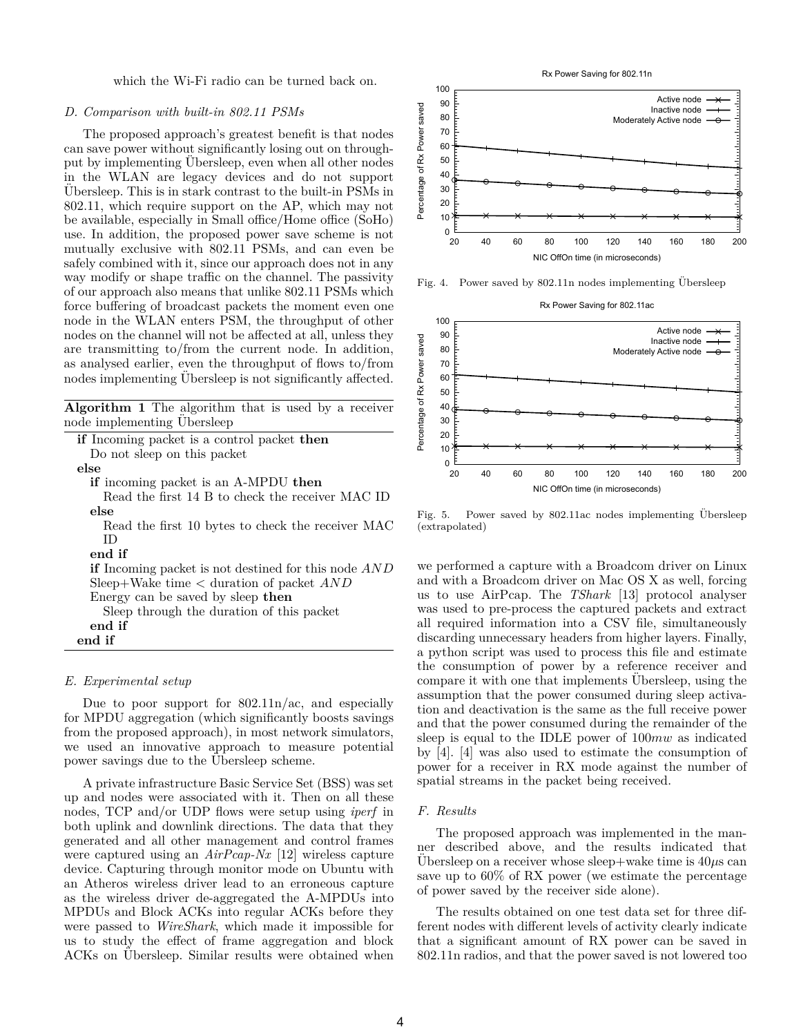which the Wi-Fi radio can be turned back on.

### D. Comparison with built-in 802.11 PSMs

The proposed approach's greatest benefit is that nodes can save power without significantly losing out on throughput by implementing Übersleep, even when all other nodes in the WLAN are legacy devices and do not support Übersleep. This is in stark contrast to the built-in PSMs in 802.11, which require support on the AP, which may not be available, especially in Small office/Home office (SoHo) use. In addition, the proposed power save scheme is not mutually exclusive with 802.11 PSMs, and can even be safely combined with it, since our approach does not in any way modify or shape traffic on the channel. The passivity of our approach also means that unlike 802.11 PSMs which force buffering of broadcast packets the moment even one node in the WLAN enters PSM, the throughput of other nodes on the channel will not be affected at all, unless they are transmitting to/from the current node. In addition, as analysed earlier, even the throughput of flows to/from nodes implementing Übersleep is not significantly affected.

**Algorithm 1** The algorithm that is used by a receiver node implementing Übersleep

```
if Incoming packet is a control packet then
    Do not sleep on this packet
else
    if incoming packet is an A-MPDU then
        Read the first 14 B to check the receiver MAC ID
    else
        Read the first 10 bytes to check the receiver MAC ID
    end if
    if Incoming packet is not destined for this node AND
    Sleep+Wake time < duration of packet AND
    Energy can be saved by sleep then
        Sleep through the duration of this packet
    end if
end if
```

### E. Experimental setup

Due to poor support for 802.11n/ac, and especially for MPDU aggregation (which significantly boosts savings from the proposed approach), in most network simulators, we used an innovative approach to measure potential power savings due to the Übersleep scheme.

A private infrastructure Basic Service Set (BSS) was set up and nodes were associated with it. Then on all these nodes, TCP and/or UDP flows were setup using *iperf* in both uplink and downlink directions. The data that they generated and all other management and control frames were captured using an *AirPcap-Nx* [12] wireless capture device. Capturing through monitor mode on Ubuntu with an Atheros wireless driver lead to an erroneous capture as the wireless driver de-aggregated the A-MPDUs into MPDUs and Block ACKs into regular ACKs before they were passed to *WireShark*, which made it impossible for us to study the effect of frame aggregation and block ACKs on Übersleep. Similar results were obtained when we performed a capture with a Broadcom driver on Linux and with a Broadcom driver on Mac OS X as well, forcing us to use AirPcap. The *TShark* [13] protocol analyser was used to pre-process the captured packets and extract all required information into a CSV file, simultaneously discarding unnecessary headers from higher layers. Finally, a python script was used to process this file and estimate the consumption of power by a reference receiver and compare it with one that implements Übersleep, using the assumption that the power consumed during sleep activation and deactivation is the same as the full receive power and that the power consumed during the remainder of the sleep is equal to the IDLE power of $100mw$ as indicated by [4]. [4] was also used to estimate the consumption of power for a receiver in RX mode against the number of spatial streams in the packet being received.

Fig. 4. Power saved by 802.11n nodes implementing Übersleep

Fig. 5. Power saved by 802.11ac nodes implementing Übersleep (extrapolated)

### F. Results

The proposed approach was implemented in the manner described above, and the results indicated that Übersleep on a receiver whose sleep+wake time is $40\mu s$ can save up to 60% of RX power (we estimate the percentage of power saved by the receiver side alone).

The results obtained on one test data set for three different nodes with different levels of activity clearly indicate that a significant amount of RX power can be saved in 802.11n radios, and that the power saved is not lowered too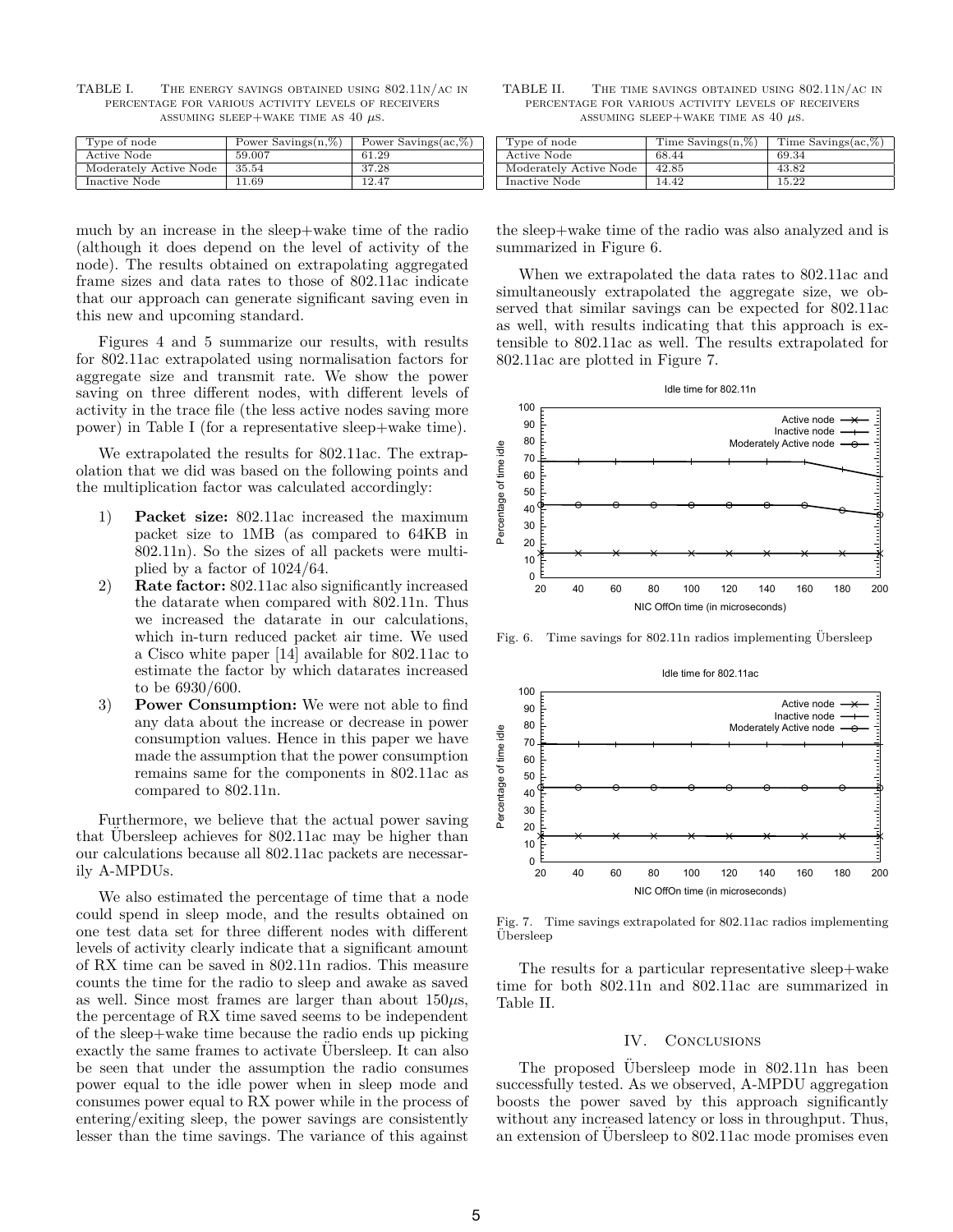TABLE I. The energy savings obtained using 802.11n/ac in percentage for various activity levels of receivers assuming sleep+wake time as 40 $\mu$s.

| Type of node | Power Savings(n,%) | Power Savings(ac,%) |
|---|---|---|
| Active Node | 59.007 | 61.29 |
| Moderately Active Node | 35.54 | 37.28 |
| Inactive Node | 11.69 | 12.47 |

TABLE II. The time savings obtained using 802.11n/ac in percentage for various activity levels of receivers assuming sleep+wake time as 40 $\mu$s.

| Type of node | Time Savings(n,%) | Time Savings(ac,%) |
|---|---|---|
| Active Node | 68.44 | 69.34 |
| Moderately Active Node | 42.85 | 43.82 |
| Inactive Node | 14.42 | 15.22 |

much by an increase in the sleep+wake time of the radio (although it does depend on the level of activity of the node). The results obtained on extrapolating aggregated frame sizes and data rates to those of 802.11ac indicate that our approach can generate significant saving even in this new and upcoming standard.

Figures 4 and 5 summarize our results, with results for 802.11ac extrapolated using normalisation factors for aggregate size and transmit rate. We show the power saving on three different nodes, with different levels of activity in the trace file (the less active nodes saving more power) in Table I (for a representative sleep+wake time).

We extrapolated the results for 802.11ac. The extrapolation that we did was based on the following points and the multiplication factor was calculated accordingly:

1) **Packet size:** 802.11ac increased the maximum packet size to 1MB (as compared to 64KB in 802.11n). So the sizes of all packets were multiplied by a factor of 1024/64.
2) **Rate factor:** 802.11ac also significantly increased the datarate when compared with 802.11n. Thus we increased the datarate in our calculations, which in-turn reduced packet air time. We used a Cisco white paper [14] available for 802.11ac to estimate the factor by which datarates increased to be 6930/600.
3) **Power Consumption:** We were not able to find any data about the increase or decrease in power consumption values. Hence in this paper we have made the assumption that the power consumption remains same for the components in 802.11ac as compared to 802.11n.

Furthermore, we believe that the actual power saving that Übersleep achieves for 802.11ac may be higher than our calculations because all 802.11ac packets are necessarily A-MPDUs.

We also estimated the percentage of time that a node could spend in sleep mode, and the results obtained on one test data set for three different nodes with different levels of activity clearly indicate that a significant amount of RX time can be saved in 802.11n radios. This measure counts the time for the radio to sleep and awake as saved as well. Since most frames are larger than about 150$\mu$s, the percentage of RX time saved seems to be independent of the sleep+wake time because the radio ends up picking exactly the same frames to activate Übersleep. It can also be seen that under the assumption the radio consumes power equal to the idle power when in sleep mode and consumes power equal to RX power while in the process of entering/exiting sleep, the power savings are consistently lesser than the time savings. The variance of this against the sleep+wake time of the radio was also analyzed and is summarized in Figure 6.

When we extrapolated the data rates to 802.11ac and simultaneously extrapolated the aggregate size, we observed that similar savings can be expected for 802.11ac as well, with results indicating that this approach is extensible to 802.11ac as well. The results extrapolated for 802.11ac are plotted in Figure 7.

Fig. 6. Time savings for 802.11n radios implementing Übersleep

Fig. 7. Time savings extrapolated for 802.11ac radios implementing Übersleep

The results for a particular representative sleep+wake time for both 802.11n and 802.11ac are summarized in Table II.

## IV. Conclusions

The proposed Übersleep mode in 802.11n has been successfully tested. As we observed, A-MPDU aggregation boosts the power saved by this approach significantly without any increased latency or loss in throughput. Thus, an extension of Übersleep to 802.11ac mode promises even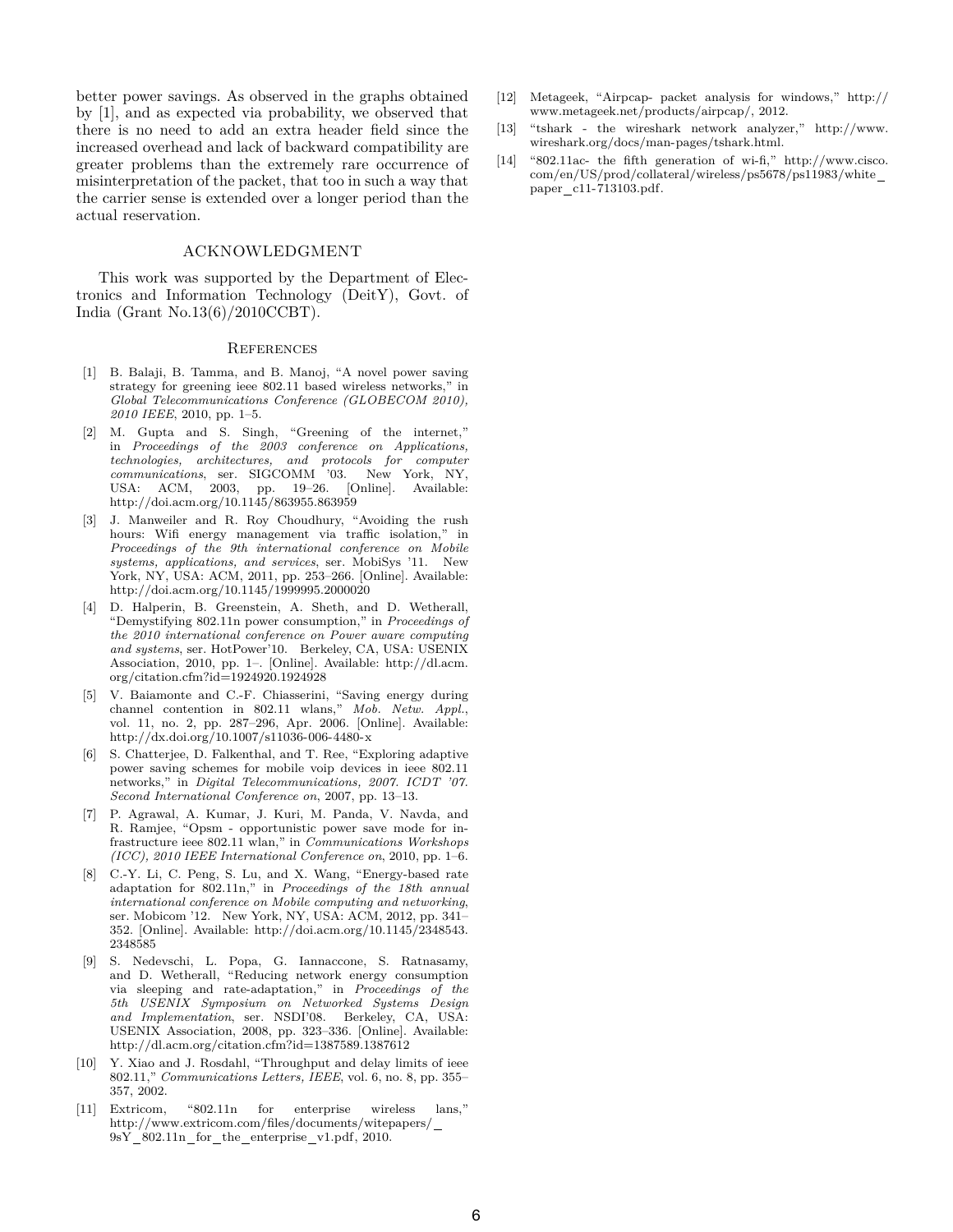better power savings. As observed in the graphs obtained by [1], and as expected via probability, we observed that there is no need to add an extra header field since the increased overhead and lack of backward compatibility are greater problems than the extremely rare occurrence of misinterpretation of the packet, that too in such a way that the carrier sense is extended over a longer period than the actual reservation.

## ACKNOWLEDGMENT

This work was supported by the Department of Electronics and Information Technology (DeitY), Govt. of India (Grant No.13(6)/2010CCBT).

## References

[1] B. Balaji, B. Tamma, and B. Manoj, "A novel power saving strategy for greening ieee 802.11 based wireless networks," in *Global Telecommunications Conference (GLOBECOM 2010), 2010 IEEE*, 2010, pp. 1–5.

[2] M. Gupta and S. Singh, "Greening of the internet," in *Proceedings of the 2003 conference on Applications, technologies, architectures, and protocols for computer communications*, ser. SIGCOMM '03. New York, NY, USA: ACM, 2003, pp. 19–26. [Online]. Available: http://doi.acm.org/10.1145/863955.863959

[3] J. Manweiler and R. Roy Choudhury, "Avoiding the rush hours: Wifi energy management via traffic isolation," in *Proceedings of the 9th international conference on Mobile systems, applications, and services*, ser. MobiSys '11. New York, NY, USA: ACM, 2011, pp. 253–266. [Online]. Available: http://doi.acm.org/10.1145/1999995.2000020

[4] D. Halperin, B. Greenstein, A. Sheth, and D. Wetherall, "Demystifying 802.11n power consumption," in *Proceedings of the 2010 international conference on Power aware computing and systems*, ser. HotPower'10. Berkeley, CA, USA: USENIX Association, 2010, pp. 1–. [Online]. Available: http://dl.acm.org/citation.cfm?id=1924920.1924928

[5] V. Baiamonte and C.-F. Chiasserini, "Saving energy during channel contention in 802.11 wlans," *Mob. Netw. Appl.*, vol. 11, no. 2, pp. 287–296, Apr. 2006. [Online]. Available: http://dx.doi.org/10.1007/s11036-006-4480-x

[6] S. Chatterjee, D. Falkenthal, and T. Ree, "Exploring adaptive power saving schemes for mobile voip devices in ieee 802.11 networks," in *Digital Telecommunications, 2007. ICDT '07. Second International Conference on*, 2007, pp. 13–13.

[7] P. Agrawal, A. Kumar, J. Kuri, M. Panda, V. Navda, and R. Ramjee, "Opsm - opportunistic power save mode for infrastructure ieee 802.11 wlan," in *Communications Workshops (ICC), 2010 IEEE International Conference on*, 2010, pp. 1–6.

[8] C.-Y. Li, C. Peng, S. Lu, and X. Wang, "Energy-based rate adaptation for 802.11n," in *Proceedings of the 18th annual international conference on Mobile computing and networking*, ser. Mobicom '12. New York, NY, USA: ACM, 2012, pp. 341–352. [Online]. Available: http://doi.acm.org/10.1145/2348543.2348585

[9] S. Nedevschi, L. Popa, G. Iannaccone, S. Ratnasamy, and D. Wetherall, "Reducing network energy consumption via sleeping and rate-adaptation," in *Proceedings of the 5th USENIX Symposium on Networked Systems Design and Implementation*, ser. NSDI'08. Berkeley, CA, USA: USENIX Association, 2008, pp. 323–336. [Online]. Available: http://dl.acm.org/citation.cfm?id=1387589.1387612

[10] Y. Xiao and J. Rosdahl, "Throughput and delay limits of ieee 802.11," *Communications Letters, IEEE*, vol. 6, no. 8, pp. 355–357, 2002.

[11] Extricom, "802.11n for enterprise wireless lans," http://www.extricom.com/files/documents/witepapers/_9sY_802.11n_for_the_enterprise_v1.pdf, 2010.

[12] Metageek, "Airpcap- packet analysis for windows," http://www.metageek.net/products/airpcap/, 2012.

[13] "tshark - the wireshark network analyzer," http://www.wireshark.org/docs/man-pages/tshark.html.

[14] "802.11ac- the fifth generation of wi-fi," http://www.cisco.com/en/US/prod/collateral/wireless/ps5678/ps11983/white_paper_c11-713103.pdf.